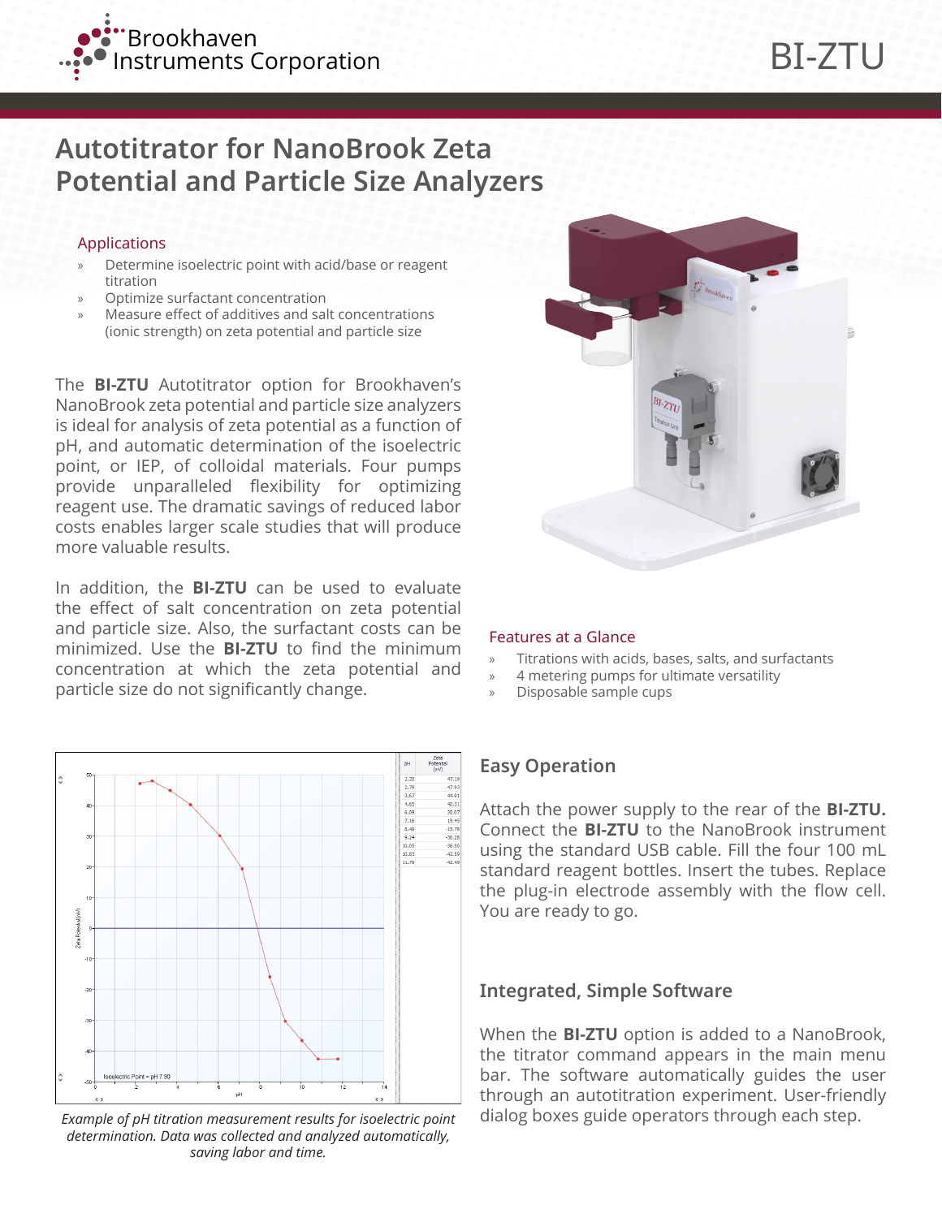# Autotitrator for NanoBrook Zeta Potential and Particle Size Analyzers

### Applications

- Determine isoelectric point with acid/base or reagent titration
- Optimize surfactant concentration
- Measure effect of additives and salt concentrations (ionic strength) on zeta potential and particle size

The **BI-ZTU** Autotitrator option for Brookhaven's NanoBrook zeta potential and particle size analyzers is ideal for analysis of zeta potential as a function of pH, and automatic determination of the isoelectric point, or IEP, of colloidal materials. Four pumps provide unparalleled flexibility for optimizing reagent use. The dramatic savings of reduced labor costs enables larger scale studies that will produce more valuable results.

In addition, the **BI-ZTU** can be used to evaluate the effect of salt concentration on zeta potential and particle size. Also, the surfactant costs can be minimized. Use the **BI-ZTU** to find the minimum concentration at which the zeta potential and particle size do not significantly change.

### Features at a Glance

- Titrations with acids, bases, salts, and surfactants
- 4 metering pumps for ultimate versatility
- Disposable sample cups

| pH | Zeta Potential (mV) |
|---|---|
| 2.20 | 47.19 |
| 2.79 | 47.93 |
| 3.67 | 44.91 |
| 4.65 | 40.31 |
| 6.09 | 30.07 |
| 7.16 | 19.45 |
| 8.49 | -15.78 |
| 9.24 | -30.28 |
| 10.05 | -36.50 |
| 10.83 | -42.59 |
| 11.79 | -42.49 |

Isoelectric Point = pH 7.90

*Example of pH titration measurement results for isoelectric point determination. Data was collected and analyzed automatically, saving labor and time.*

## Easy Operation

Attach the power supply to the rear of the **BI-ZTU.** Connect the **BI-ZTU** to the NanoBrook instrument using the standard USB cable. Fill the four 100 mL standard reagent bottles. Insert the tubes. Replace the plug-in electrode assembly with the flow cell. You are ready to go.

## Integrated, Simple Software

When the **BI-ZTU** option is added to a NanoBrook, the titrator command appears in the main menu bar. The software automatically guides the user through an autotitration experiment. User-friendly dialog boxes guide operators through each step.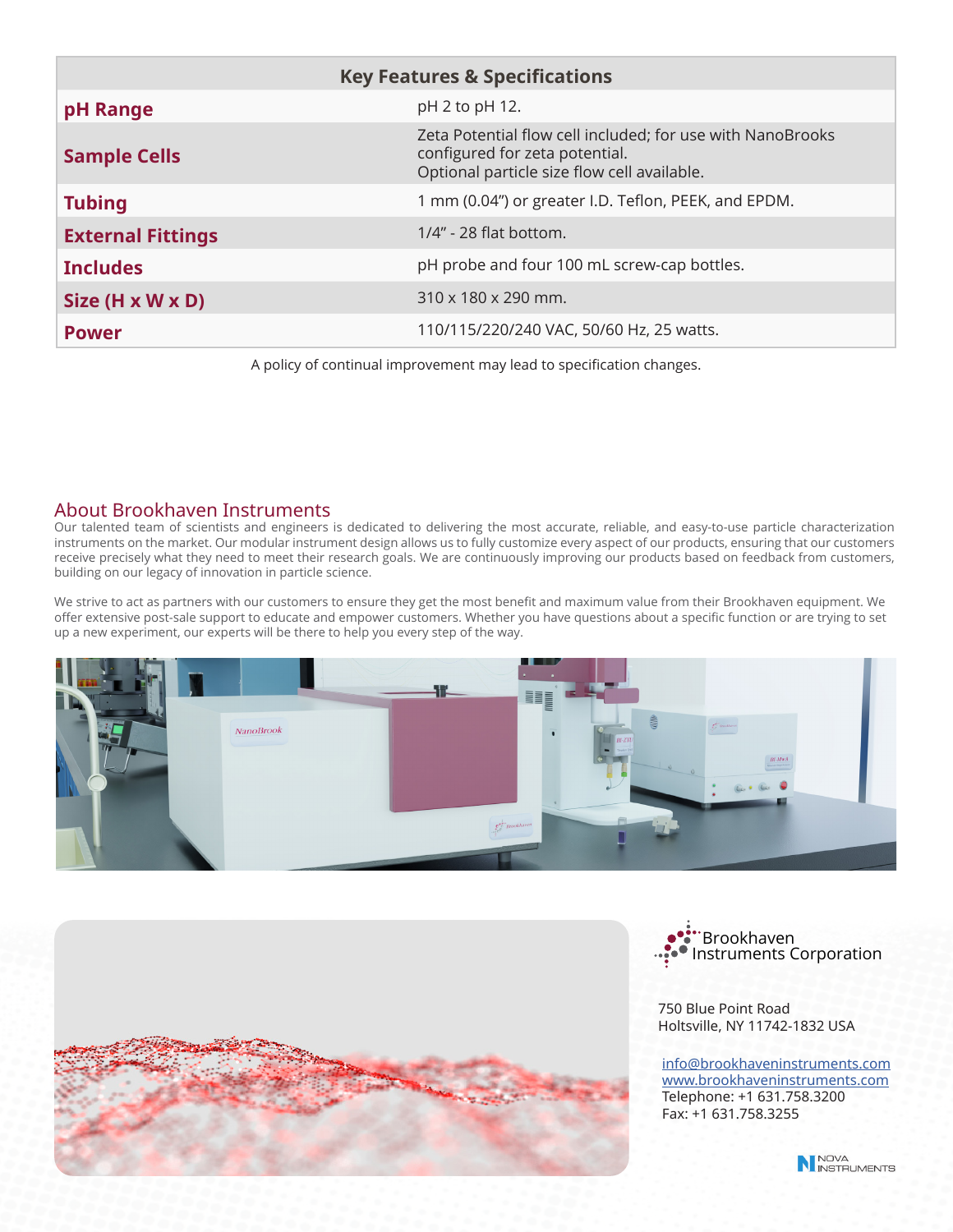| Key Features & Specifications | |
|---|---|
| **pH Range** | pH 2 to pH 12. |
| **Sample Cells** | Zeta Potential flow cell included; for use with NanoBrooks configured for zeta potential. Optional particle size flow cell available. |
| **Tubing** | 1 mm (0.04”) or greater I.D. Teflon, PEEK, and EPDM. |
| **External Fittings** | 1/4” - 28 flat bottom. |
| **Includes** | pH probe and four 100 mL screw-cap bottles. |
| **Size (H x W x D)** | 310 x 180 x 290 mm. |
| **Power** | 110/115/220/240 VAC, 50/60 Hz, 25 watts. |

A policy of continual improvement may lead to specification changes.

## About Brookhaven Instruments

Our talented team of scientists and engineers is dedicated to delivering the most accurate, reliable, and easy-to-use particle characterization instruments on the market. Our modular instrument design allows us to fully customize every aspect of our products, ensuring that our customers receive precisely what they need to meet their research goals. We are continuously improving our products based on feedback from customers, building on our legacy of innovation in particle science.

We strive to act as partners with our customers to ensure they get the most benefit and maximum value from their Brookhaven equipment. We offer extensive post-sale support to educate and empower customers. Whether you have questions about a specific function or are trying to set up a new experiment, our experts will be there to help you every step of the way.

Brookhaven Instruments Corporation

750 Blue Point Road
Holtsville, NY 11742-1832 USA

info@brookhaveninstruments.com
www.brookhaveninstruments.com
Telephone: +1 631.758.3200
Fax: +1 631.758.3255

NOVA INSTRUMENTS